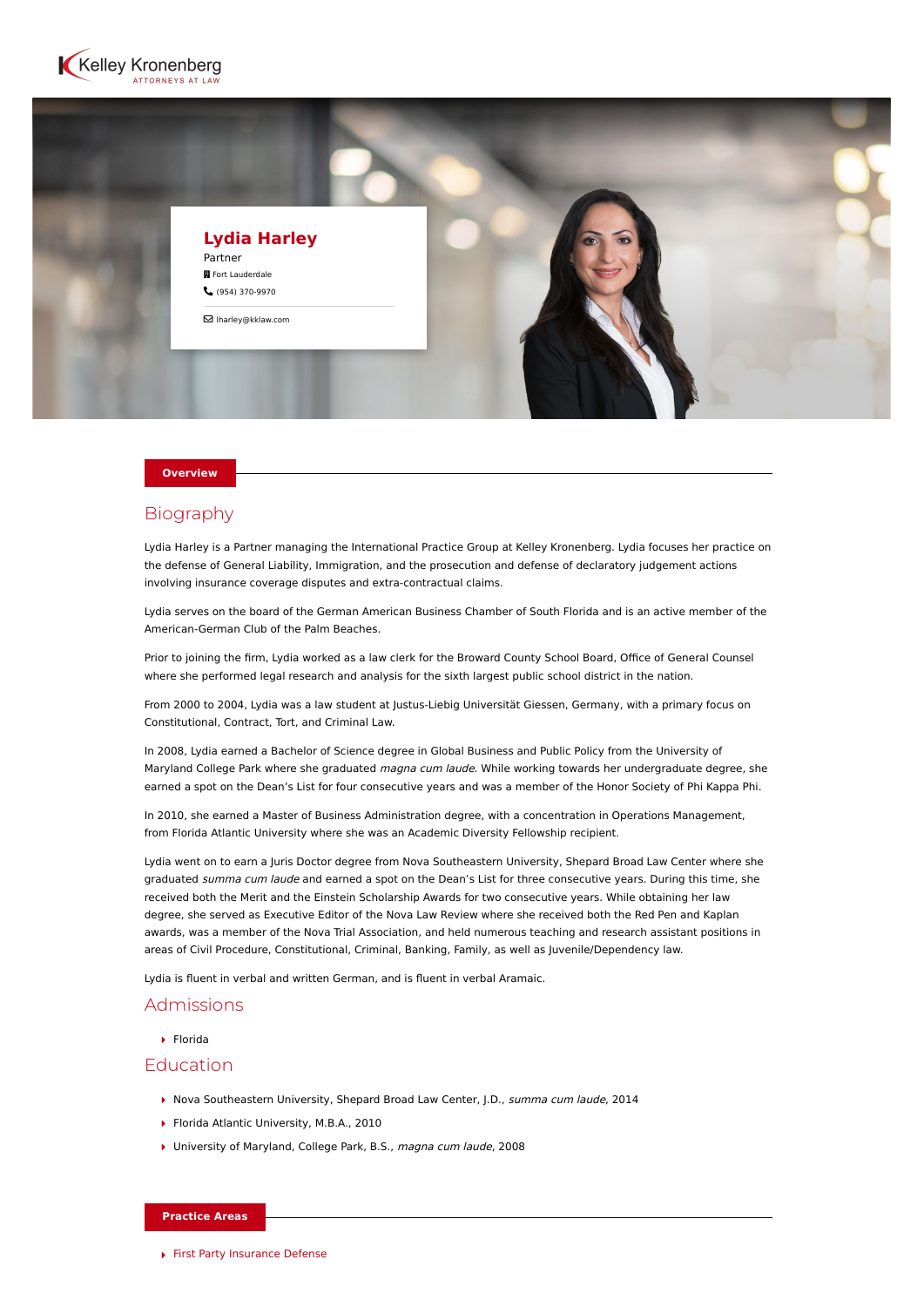Kelley Kronenberg
ATTORNEYS AT LAW

# Lydia Harley

Partner

Fort Lauderdale

(954) 370-9970

lharley@kklaw.com

## Overview

### Biography

Lydia Harley is a Partner managing the International Practice Group at Kelley Kronenberg. Lydia focuses her practice on the defense of General Liability, Immigration, and the prosecution and defense of declaratory judgement actions involving insurance coverage disputes and extra-contractual claims.

Lydia serves on the board of the German American Business Chamber of South Florida and is an active member of the American-German Club of the Palm Beaches.

Prior to joining the firm, Lydia worked as a law clerk for the Broward County School Board, Office of General Counsel where she performed legal research and analysis for the sixth largest public school district in the nation.

From 2000 to 2004, Lydia was a law student at Justus-Liebig Universität Giessen, Germany, with a primary focus on Constitutional, Contract, Tort, and Criminal Law.

In 2008, Lydia earned a Bachelor of Science degree in Global Business and Public Policy from the University of Maryland College Park where she graduated *magna cum laude*. While working towards her undergraduate degree, she earned a spot on the Dean's List for four consecutive years and was a member of the Honor Society of Phi Kappa Phi.

In 2010, she earned a Master of Business Administration degree, with a concentration in Operations Management, from Florida Atlantic University where she was an Academic Diversity Fellowship recipient.

Lydia went on to earn a Juris Doctor degree from Nova Southeastern University, Shepard Broad Law Center where she graduated *summa cum laude* and earned a spot on the Dean's List for three consecutive years. During this time, she received both the Merit and the Einstein Scholarship Awards for two consecutive years. While obtaining her law degree, she served as Executive Editor of the Nova Law Review where she received both the Red Pen and Kaplan awards, was a member of the Nova Trial Association, and held numerous teaching and research assistant positions in areas of Civil Procedure, Constitutional, Criminal, Banking, Family, as well as Juvenile/Dependency law.

Lydia is fluent in verbal and written German, and is fluent in verbal Aramaic.

### Admissions

- Florida

### Education

- Nova Southeastern University, Shepard Broad Law Center, J.D., *summa cum laude*, 2014
- Florida Atlantic University, M.B.A., 2010
- University of Maryland, College Park, B.S., *magna cum laude*, 2008

## Practice Areas

- First Party Insurance Defense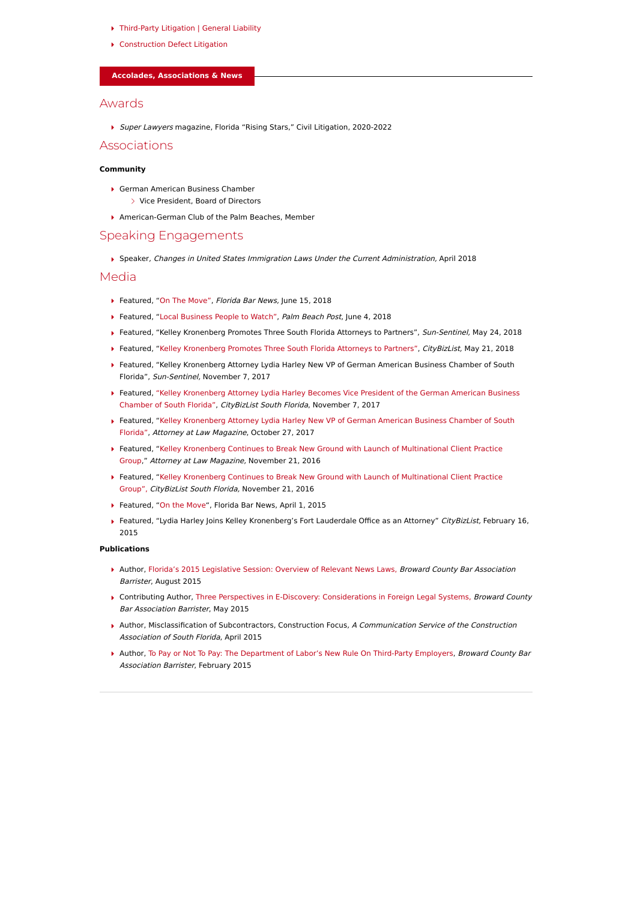- Third-Party Litigation | General Liability
- Construction Defect Litigation

## Accolades, Associations & News

### Awards

- *Super Lawyers* magazine, Florida “Rising Stars,” Civil Litigation, 2020-2022

### Associations

**Community**

- German American Business Chamber
  - Vice President, Board of Directors
- American-German Club of the Palm Beaches, Member

### Speaking Engagements

- Speaker, *Changes in United States Immigration Laws Under the Current Administration*, April 2018

### Media

- Featured, “On The Move”, *Florida Bar News*, June 15, 2018
- Featured, “Local Business People to Watch”, *Palm Beach Post*, June 4, 2018
- Featured, “Kelley Kronenberg Promotes Three South Florida Attorneys to Partners”, *Sun-Sentinel*, May 24, 2018
- Featured, “Kelley Kronenberg Promotes Three South Florida Attorneys to Partners”, *CityBizList*, May 21, 2018
- Featured, “Kelley Kronenberg Attorney Lydia Harley New VP of German American Business Chamber of South Florida”, *Sun-Sentinel*, November 7, 2017
- Featured, “Kelley Kronenberg Attorney Lydia Harley Becomes Vice President of the German American Business Chamber of South Florida”, *CityBizList South Florida*, November 7, 2017
- Featured, “Kelley Kronenberg Attorney Lydia Harley New VP of German American Business Chamber of South Florida”, *Attorney at Law Magazine*, October 27, 2017
- Featured, “Kelley Kronenberg Continues to Break New Ground with Launch of Multinational Client Practice Group,” *Attorney at Law Magazine*, November 21, 2016
- Featured, “Kelley Kronenberg Continues to Break New Ground with Launch of Multinational Client Practice Group”, *CityBizList South Florida*, November 21, 2016
- Featured, “On the Move”, Florida Bar News, April 1, 2015
- Featured, “Lydia Harley Joins Kelley Kronenberg’s Fort Lauderdale Office as an Attorney” *CityBizList*, February 16, 2015

**Publications**

- Author, Florida’s 2015 Legislative Session: Overview of Relevant News Laws, *Broward County Bar Association Barrister*, August 2015
- Contributing Author, Three Perspectives in E-Discovery: Considerations in Foreign Legal Systems, *Broward County Bar Association Barrister*, May 2015
- Author, Misclassification of Subcontractors, Construction Focus, *A Communication Service of the Construction Association of South Florida*, April 2015
- Author, To Pay or Not To Pay: The Department of Labor’s New Rule On Third-Party Employers, *Broward County Bar Association Barrister*, February 2015